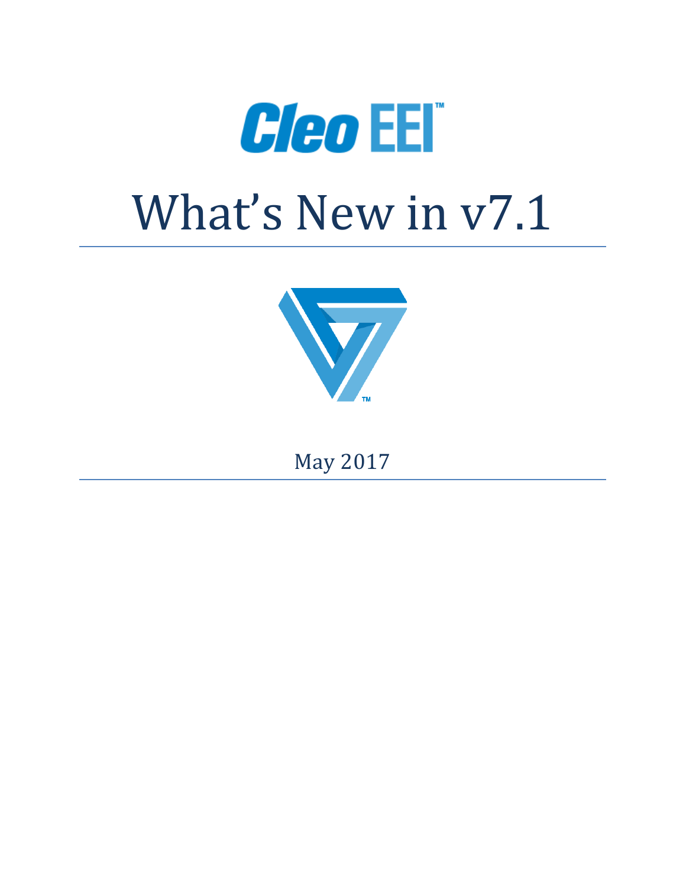# Cleo EEI™

# What's New in v7.1

May 2017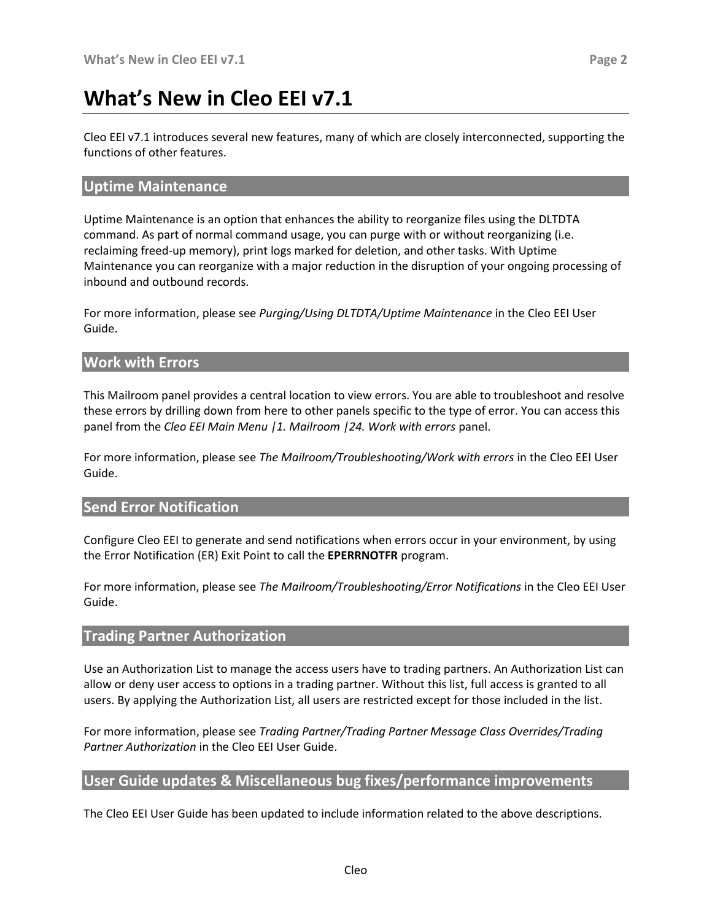# What’s New in Cleo EEI v7.1

Cleo EEI v7.1 introduces several new features, many of which are closely interconnected, supporting the functions of other features.

## Uptime Maintenance

Uptime Maintenance is an option that enhances the ability to reorganize files using the DLTDTA command. As part of normal command usage, you can purge with or without reorganizing (i.e. reclaiming freed-up memory), print logs marked for deletion, and other tasks. With Uptime Maintenance you can reorganize with a major reduction in the disruption of your ongoing processing of inbound and outbound records.

For more information, please see *Purging/Using DLTDTA/Uptime Maintenance* in the Cleo EEI User Guide.

## Work with Errors

This Mailroom panel provides a central location to view errors. You are able to troubleshoot and resolve these errors by drilling down from here to other panels specific to the type of error. You can access this panel from the *Cleo EEI Main Menu |1. Mailroom |24. Work with errors* panel.

For more information, please see *The Mailroom/Troubleshooting/Work with errors* in the Cleo EEI User Guide.

## Send Error Notification

Configure Cleo EEI to generate and send notifications when errors occur in your environment, by using the Error Notification (ER) Exit Point to call the **EPERRNOTFR** program.

For more information, please see *The Mailroom/Troubleshooting/Error Notifications* in the Cleo EEI User Guide.

## Trading Partner Authorization

Use an Authorization List to manage the access users have to trading partners. An Authorization List can allow or deny user access to options in a trading partner. Without this list, full access is granted to all users. By applying the Authorization List, all users are restricted except for those included in the list.

For more information, please see *Trading Partner/Trading Partner Message Class Overrides/Trading Partner Authorization* in the Cleo EEI User Guide.

## User Guide updates & Miscellaneous bug fixes/performance improvements

The Cleo EEI User Guide has been updated to include information related to the above descriptions.